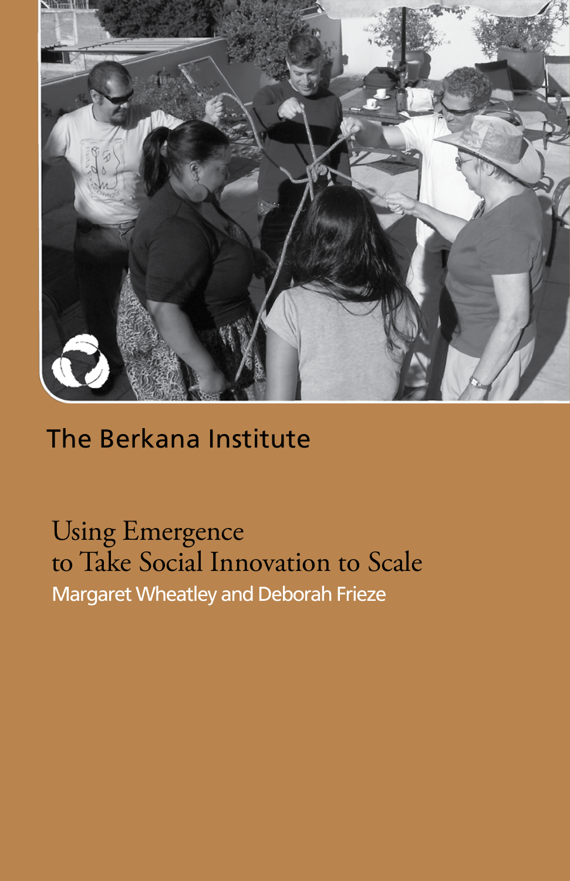The Berkana Institute

# Using Emergence to Take Social Innovation to Scale

Margaret Wheatley and Deborah Frieze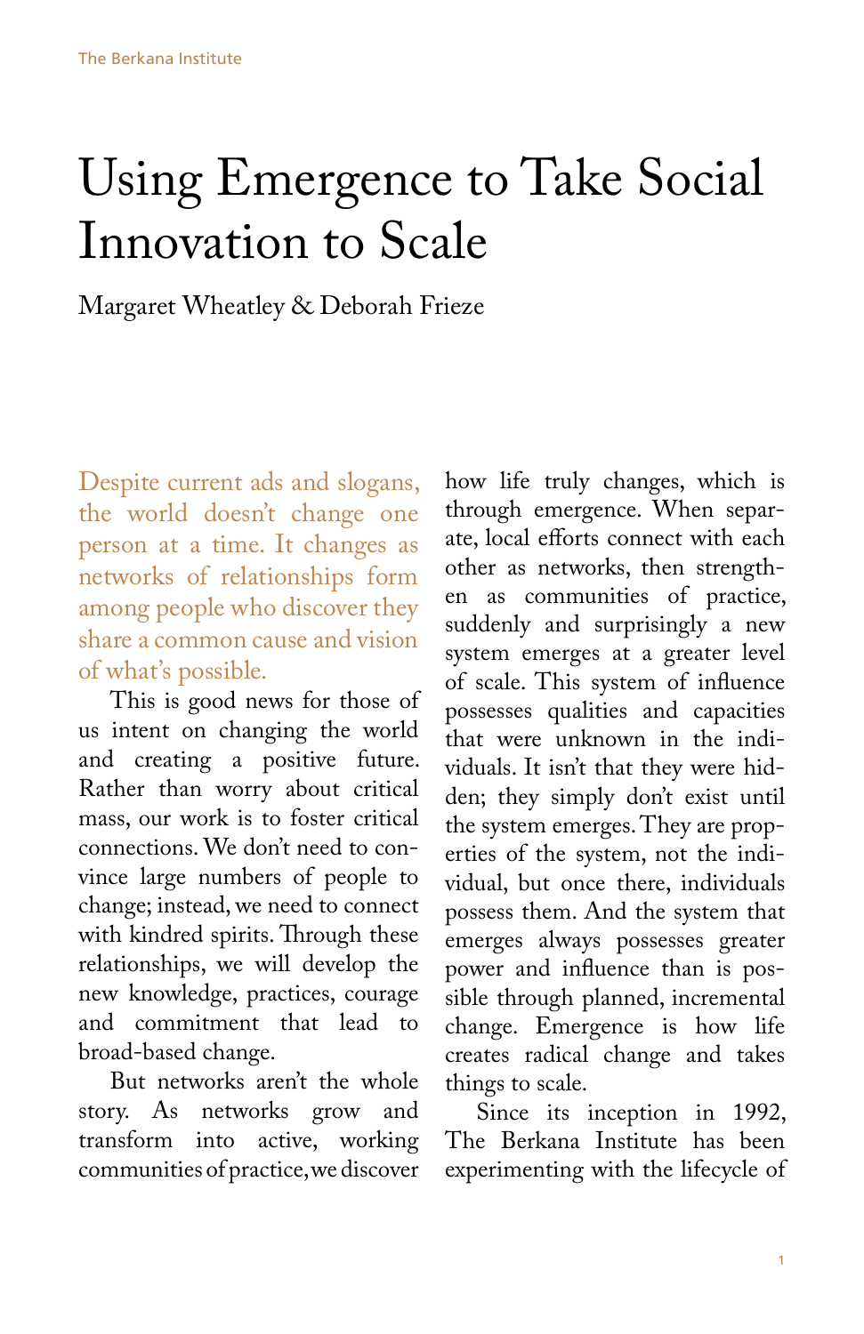# Using Emergence to Take Social Innovation to Scale

Margaret Wheatley & Deborah Frieze

Despite current ads and slogans, the world doesn't change one person at a time. It changes as networks of relationships form among people who discover they share a common cause and vision of what's possible.

This is good news for those of us intent on changing the world and creating a positive future. Rather than worry about critical mass, our work is to foster critical connections. We don't need to convince large numbers of people to change; instead, we need to connect with kindred spirits. Through these relationships, we will develop the new knowledge, practices, courage and commitment that lead to broad-based change.

But networks aren't the whole story. As networks grow and transform into active, working communities of practice, we discover how life truly changes, which is through emergence. When separate, local efforts connect with each other as networks, then strengthen as communities of practice, suddenly and surprisingly a new system emerges at a greater level of scale. This system of influence possesses qualities and capacities that were unknown in the individuals. It isn't that they were hidden; they simply don't exist until the system emerges. They are properties of the system, not the individual, but once there, individuals possess them. And the system that emerges always possesses greater power and influence than is possible through planned, incremental change. Emergence is how life creates radical change and takes things to scale.

Since its inception in 1992, The Berkana Institute has been experimenting with the lifecycle of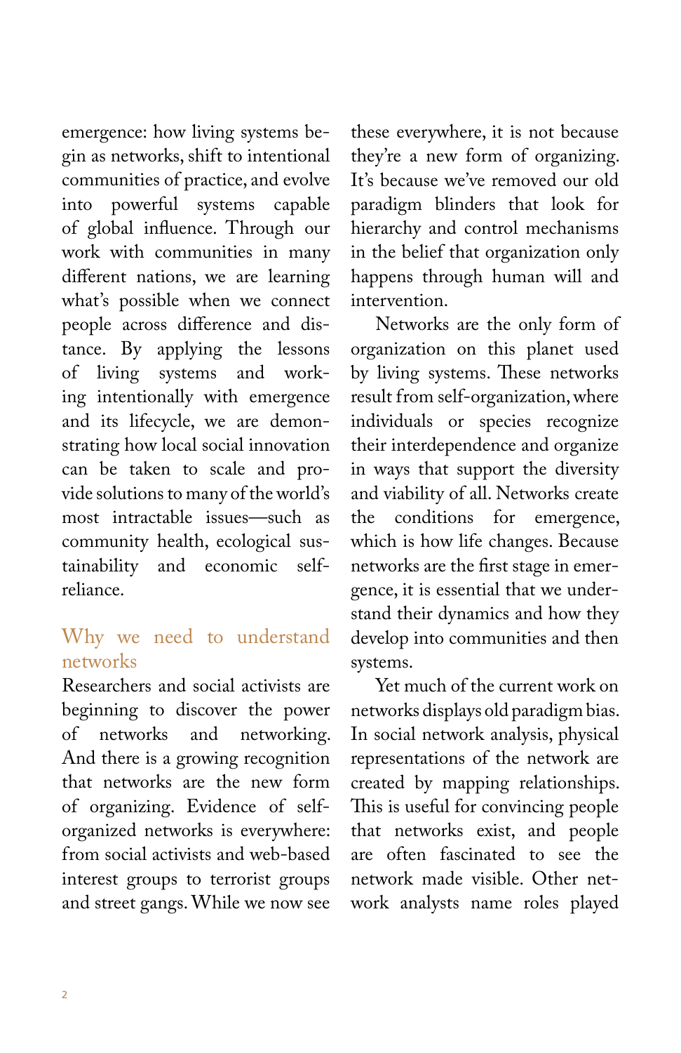emergence: how living systems begin as networks, shift to intentional communities of practice, and evolve into powerful systems capable of global influence. Through our work with communities in many different nations, we are learning what's possible when we connect people across difference and distance. By applying the lessons of living systems and working intentionally with emergence and its lifecycle, we are demonstrating how local social innovation can be taken to scale and provide solutions to many of the world's most intractable issues—such as community health, ecological sustainability and economic self-reliance.

## Why we need to understand networks

Researchers and social activists are beginning to discover the power of networks and networking. And there is a growing recognition that networks are the new form of organizing. Evidence of self-organized networks is everywhere: from social activists and web-based interest groups to terrorist groups and street gangs. While we now see these everywhere, it is not because they're a new form of organizing. It's because we've removed our old paradigm blinders that look for hierarchy and control mechanisms in the belief that organization only happens through human will and intervention.

Networks are the only form of organization on this planet used by living systems. These networks result from self-organization, where individuals or species recognize their interdependence and organize in ways that support the diversity and viability of all. Networks create the conditions for emergence, which is how life changes. Because networks are the first stage in emergence, it is essential that we understand their dynamics and how they develop into communities and then systems.

Yet much of the current work on networks displays old paradigm bias. In social network analysis, physical representations of the network are created by mapping relationships. This is useful for convincing people that networks exist, and people are often fascinated to see the network made visible. Other network analysts name roles played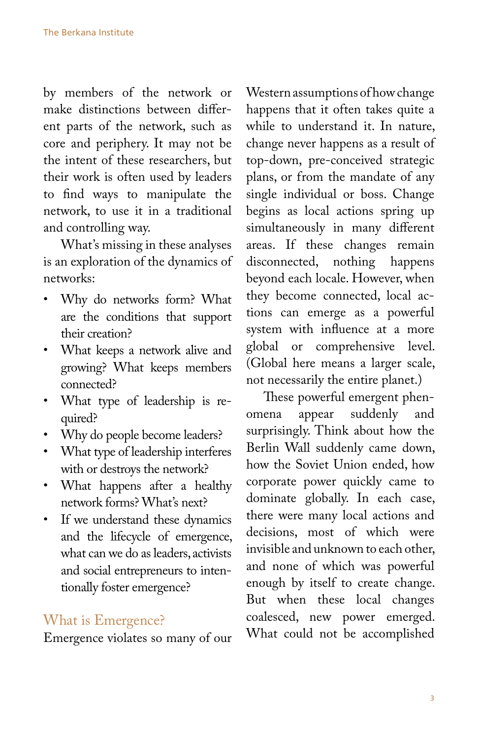by members of the network or make distinctions between different parts of the network, such as core and periphery. It may not be the intent of these researchers, but their work is often used by leaders to find ways to manipulate the network, to use it in a traditional and controlling way.

What's missing in these analyses is an exploration of the dynamics of networks:

- Why do networks form? What are the conditions that support their creation?
- What keeps a network alive and growing? What keeps members connected?
- What type of leadership is required?
- Why do people become leaders?
- What type of leadership interferes with or destroys the network?
- What happens after a healthy network forms? What's next?
- If we understand these dynamics and the lifecycle of emergence, what can we do as leaders, activists and social entrepreneurs to intentionally foster emergence?

## What is Emergence?

Emergence violates so many of our Western assumptions of how change happens that it often takes quite a while to understand it. In nature, change never happens as a result of top-down, pre-conceived strategic plans, or from the mandate of any single individual or boss. Change begins as local actions spring up simultaneously in many different areas. If these changes remain disconnected, nothing happens beyond each locale. However, when they become connected, local actions can emerge as a powerful system with influence at a more global or comprehensive level. (Global here means a larger scale, not necessarily the entire planet.)

These powerful emergent phenomena appear suddenly and surprisingly. Think about how the Berlin Wall suddenly came down, how the Soviet Union ended, how corporate power quickly came to dominate globally. In each case, there were many local actions and decisions, most of which were invisible and unknown to each other, and none of which was powerful enough by itself to create change. But when these local changes coalesced, new power emerged. What could not be accomplished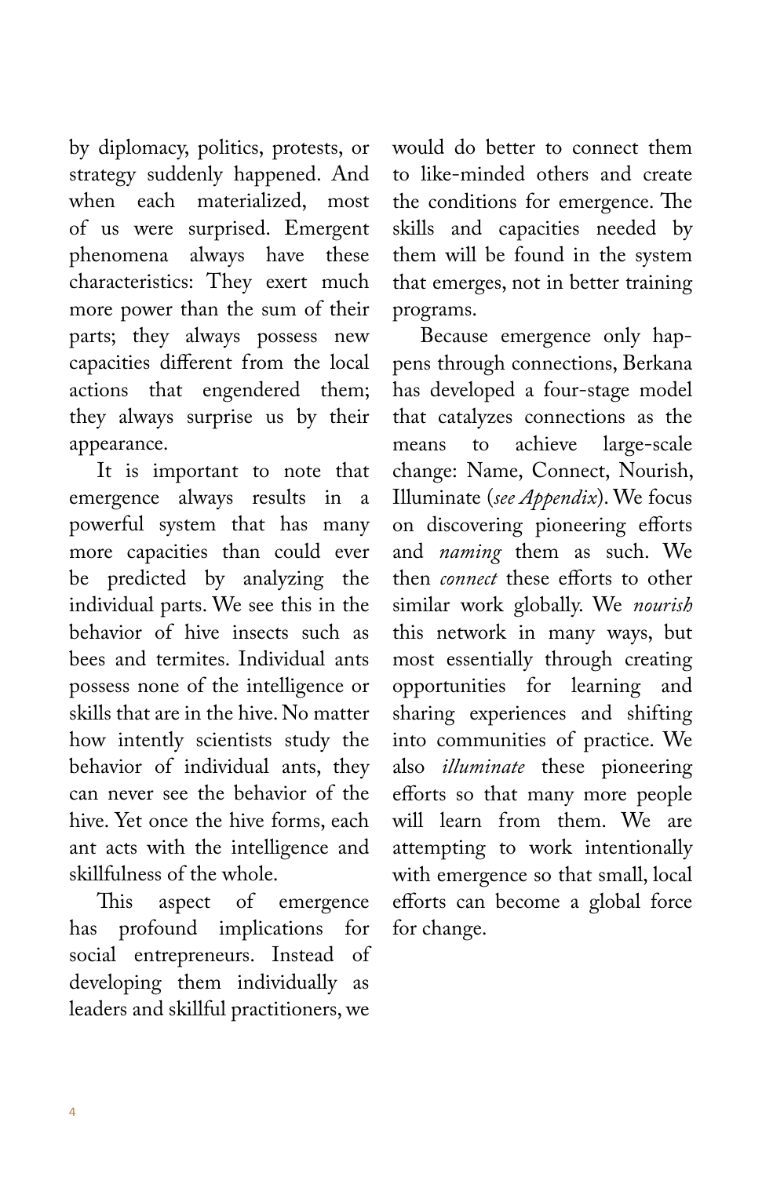by diplomacy, politics, protests, or strategy suddenly happened. And when each materialized, most of us were surprised. Emergent phenomena always have these characteristics: They exert much more power than the sum of their parts; they always possess new capacities different from the local actions that engendered them; they always surprise us by their appearance.

It is important to note that emergence always results in a powerful system that has many more capacities than could ever be predicted by analyzing the individual parts. We see this in the behavior of hive insects such as bees and termites. Individual ants possess none of the intelligence or skills that are in the hive. No matter how intently scientists study the behavior of individual ants, they can never see the behavior of the hive. Yet once the hive forms, each ant acts with the intelligence and skillfulness of the whole.

This aspect of emergence has profound implications for social entrepreneurs. Instead of developing them individually as leaders and skillful practitioners, we would do better to connect them to like-minded others and create the conditions for emergence. The skills and capacities needed by them will be found in the system that emerges, not in better training programs.

Because emergence only happens through connections, Berkana has developed a four-stage model that catalyzes connections as the means to achieve large-scale change: Name, Connect, Nourish, Illuminate (*see Appendix*). We focus on discovering pioneering efforts and *naming* them as such. We then *connect* these efforts to other similar work globally. We *nourish* this network in many ways, but most essentially through creating opportunities for learning and sharing experiences and shifting into communities of practice. We also *illuminate* these pioneering efforts so that many more people will learn from them. We are attempting to work intentionally with emergence so that small, local efforts can become a global force for change.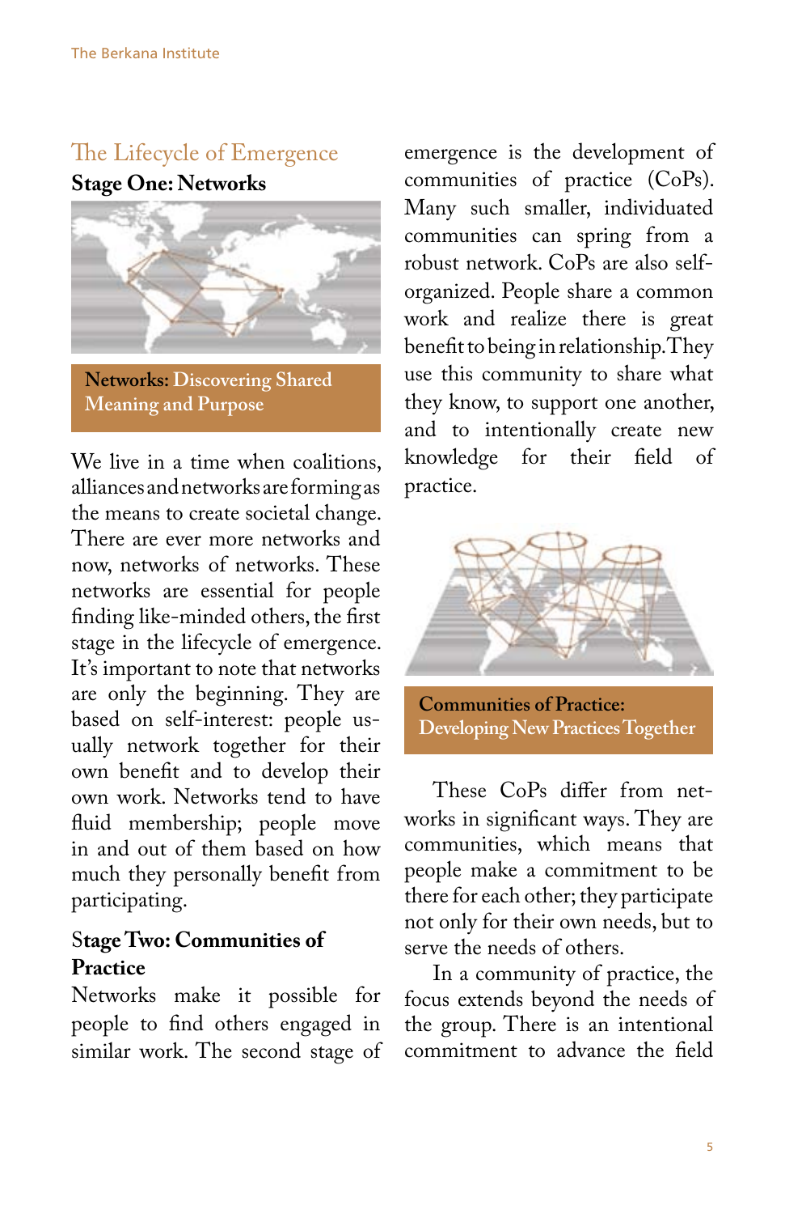## The Lifecycle of Emergence

### Stage One: Networks

**Networks:** Discovering Shared Meaning and Purpose

We live in a time when coalitions, alliances and networks are forming as the means to create societal change. There are ever more networks and now, networks of networks. These networks are essential for people finding like-minded others, the first stage in the lifecycle of emergence. It's important to note that networks are only the beginning. They are based on self-interest: people usually network together for their own benefit and to develop their own work. Networks tend to have fluid membership; people move in and out of them based on how much they personally benefit from participating.

### Stage Two: Communities of Practice

Networks make it possible for people to find others engaged in similar work. The second stage of emergence is the development of communities of practice (CoPs). Many such smaller, individuated communities can spring from a robust network. CoPs are also self-organized. People share a common work and realize there is great benefit to being in relationship. They use this community to share what they know, to support one another, and to intentionally create new knowledge for their field of practice.

**Communities of Practice:** Developing New Practices Together

These CoPs differ from networks in significant ways. They are communities, which means that people make a commitment to be there for each other; they participate not only for their own needs, but to serve the needs of others.

In a community of practice, the focus extends beyond the needs of the group. There is an intentional commitment to advance the field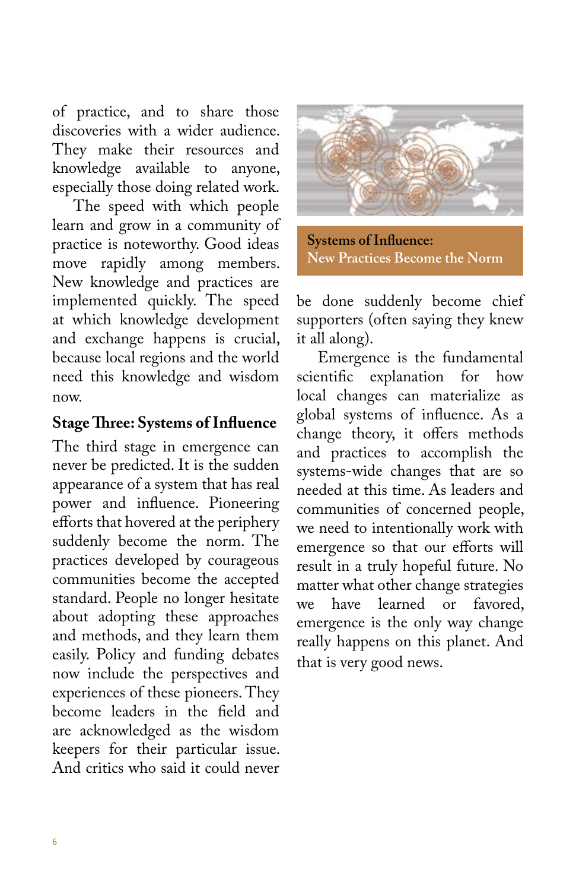of practice, and to share those discoveries with a wider audience. They make their resources and knowledge available to anyone, especially those doing related work.

The speed with which people learn and grow in a community of practice is noteworthy. Good ideas move rapidly among members. New knowledge and practices are implemented quickly. The speed at which knowledge development and exchange happens is crucial, because local regions and the world need this knowledge and wisdom now.

### Stage Three: Systems of Influence

The third stage in emergence can never be predicted. It is the sudden appearance of a system that has real power and influence. Pioneering efforts that hovered at the periphery suddenly become the norm. The practices developed by courageous communities become the accepted standard. People no longer hesitate about adopting these approaches and methods, and they learn them easily. Policy and funding debates now include the perspectives and experiences of these pioneers. They become leaders in the field and are acknowledged as the wisdom keepers for their particular issue. And critics who said it could never be done suddenly become chief supporters (often saying they knew it all along).

**Systems of Influence: New Practices Become the Norm**

Emergence is the fundamental scientific explanation for how local changes can materialize as global systems of influence. As a change theory, it offers methods and practices to accomplish the systems-wide changes that are so needed at this time. As leaders and communities of concerned people, we need to intentionally work with emergence so that our efforts will result in a truly hopeful future. No matter what other change strategies we have learned or favored, emergence is the only way change really happens on this planet. And that is very good news.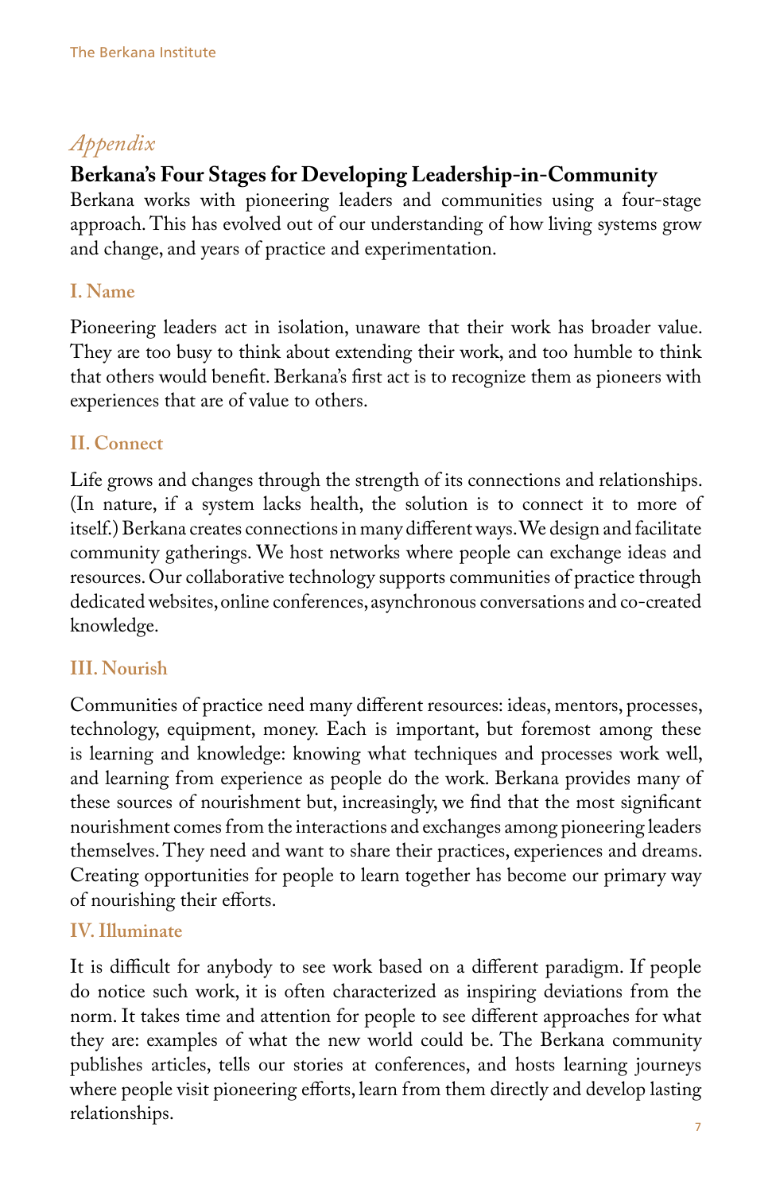*Appendix*

## Berkana's Four Stages for Developing Leadership-in-Community

Berkana works with pioneering leaders and communities using a four-stage approach. This has evolved out of our understanding of how living systems grow and change, and years of practice and experimentation.

### I. Name

Pioneering leaders act in isolation, unaware that their work has broader value. They are too busy to think about extending their work, and too humble to think that others would benefit. Berkana's first act is to recognize them as pioneers with experiences that are of value to others.

### II. Connect

Life grows and changes through the strength of its connections and relationships. (In nature, if a system lacks health, the solution is to connect it to more of itself.) Berkana creates connections in many different ways. We design and facilitate community gatherings. We host networks where people can exchange ideas and resources. Our collaborative technology supports communities of practice through dedicated websites, online conferences, asynchronous conversations and co-created knowledge.

### III. Nourish

Communities of practice need many different resources: ideas, mentors, processes, technology, equipment, money. Each is important, but foremost among these is learning and knowledge: knowing what techniques and processes work well, and learning from experience as people do the work. Berkana provides many of these sources of nourishment but, increasingly, we find that the most significant nourishment comes from the interactions and exchanges among pioneering leaders themselves. They need and want to share their practices, experiences and dreams. Creating opportunities for people to learn together has become our primary way of nourishing their efforts.

### IV. Illuminate

It is difficult for anybody to see work based on a different paradigm. If people do notice such work, it is often characterized as inspiring deviations from the norm. It takes time and attention for people to see different approaches for what they are: examples of what the new world could be. The Berkana community publishes articles, tells our stories at conferences, and hosts learning journeys where people visit pioneering efforts, learn from them directly and develop lasting relationships.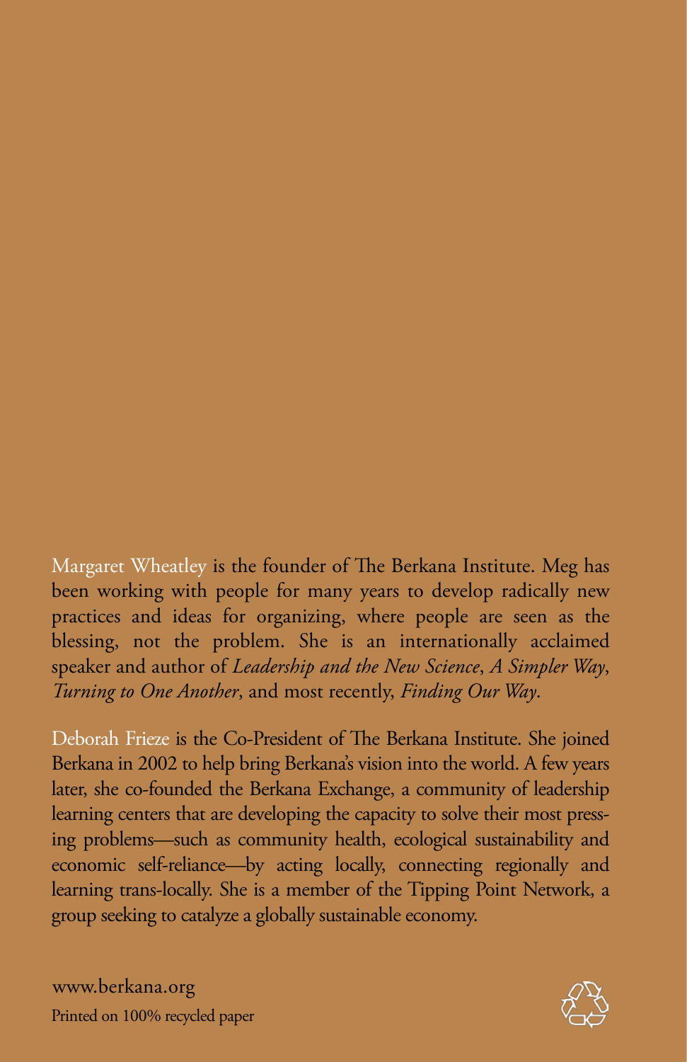Margaret Wheatley is the founder of The Berkana Institute. Meg has been working with people for many years to develop radically new practices and ideas for organizing, where people are seen as the blessing, not the problem. She is an internationally acclaimed speaker and author of *Leadership and the New Science*, *A Simpler Way*, *Turning to One Another*, and most recently, *Finding Our Way*.

Deborah Frieze is the Co-President of The Berkana Institute. She joined Berkana in 2002 to help bring Berkana's vision into the world. A few years later, she co-founded the Berkana Exchange, a community of leadership learning centers that are developing the capacity to solve their most pressing problems—such as community health, ecological sustainability and economic self-reliance—by acting locally, connecting regionally and learning trans-locally. She is a member of the Tipping Point Network, a group seeking to catalyze a globally sustainable economy.

www.berkana.org

Printed on 100% recycled paper